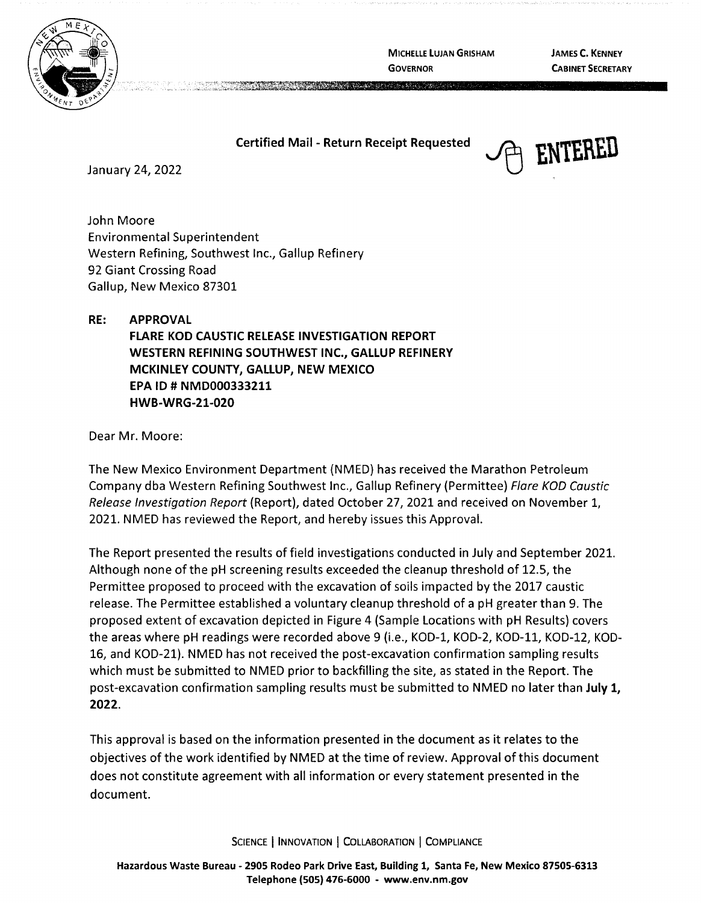MICHELLE LUJAN GRISHAM
GOVERNOR

JAMES C. KENNEY
CABINET SECRETARY

**Certified Mail - Return Receipt Requested**

ENTERED

January 24, 2022

John Moore
Environmental Superintendent
Western Refining, Southwest Inc., Gallup Refinery
92 Giant Crossing Road
Gallup, New Mexico 87301

**RE: APPROVAL**
**FLARE KOD CAUSTIC RELEASE INVESTIGATION REPORT**
**WESTERN REFINING SOUTHWEST INC., GALLUP REFINERY**
**MCKINLEY COUNTY, GALLUP, NEW MEXICO**
**EPA ID # NMD000333211**
**HWB-WRG-21-020**

Dear Mr. Moore:

The New Mexico Environment Department (NMED) has received the Marathon Petroleum Company dba Western Refining Southwest Inc., Gallup Refinery (Permittee) *Flare KOD Caustic Release Investigation Report* (Report), dated October 27, 2021 and received on November 1, 2021. NMED has reviewed the Report, and hereby issues this Approval.

The Report presented the results of field investigations conducted in July and September 2021. Although none of the pH screening results exceeded the cleanup threshold of 12.5, the Permittee proposed to proceed with the excavation of soils impacted by the 2017 caustic release. The Permittee established a voluntary cleanup threshold of a pH greater than 9. The proposed extent of excavation depicted in Figure 4 (Sample Locations with pH Results) covers the areas where pH readings were recorded above 9 (i.e., KOD-1, KOD-2, KOD-11, KOD-12, KOD-16, and KOD-21). NMED has not received the post-excavation confirmation sampling results which must be submitted to NMED prior to backfilling the site, as stated in the Report. The post-excavation confirmation sampling results must be submitted to NMED no later than **July 1, 2022**.

This approval is based on the information presented in the document as it relates to the objectives of the work identified by NMED at the time of review. Approval of this document does not constitute agreement with all information or every statement presented in the document.

SCIENCE | INNOVATION | COLLABORATION | COMPLIANCE

**Hazardous Waste Bureau - 2905 Rodeo Park Drive East, Building 1, Santa Fe, New Mexico 87505-6313**
**Telephone (505) 476-6000 - www.env.nm.gov**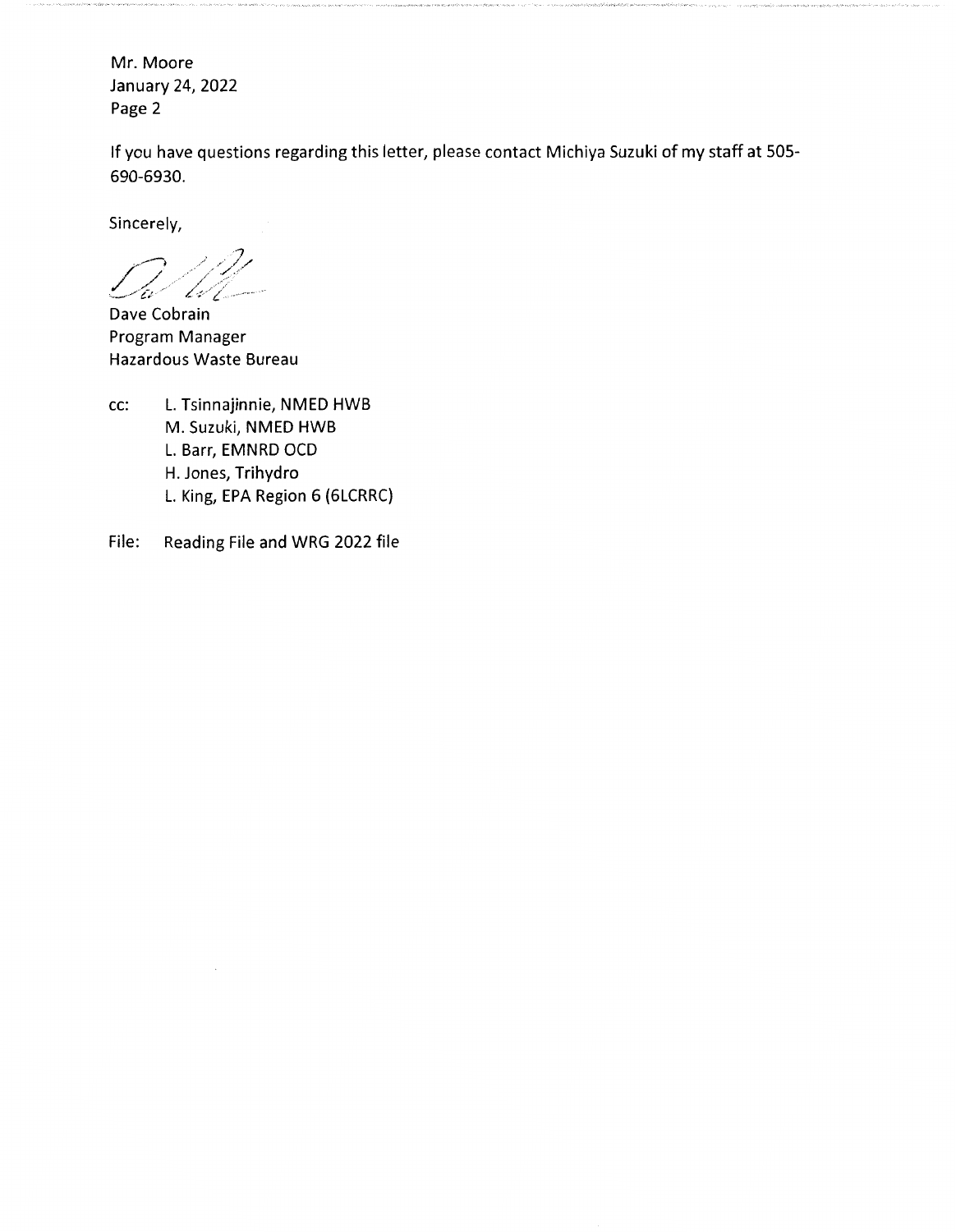If you have questions regarding this letter, please contact Michiya Suzuki of my staff at 505-690-6930.

Sincerely,

Dave Cobrain
Program Manager
Hazardous Waste Bureau

cc: L. Tsinnajinnie, NMED HWB
M. Suzuki, NMED HWB
L. Barr, EMNRD OCD
H. Jones, Trihydro
L. King, EPA Region 6 (6LCRRC)

File: Reading File and WRG 2022 file